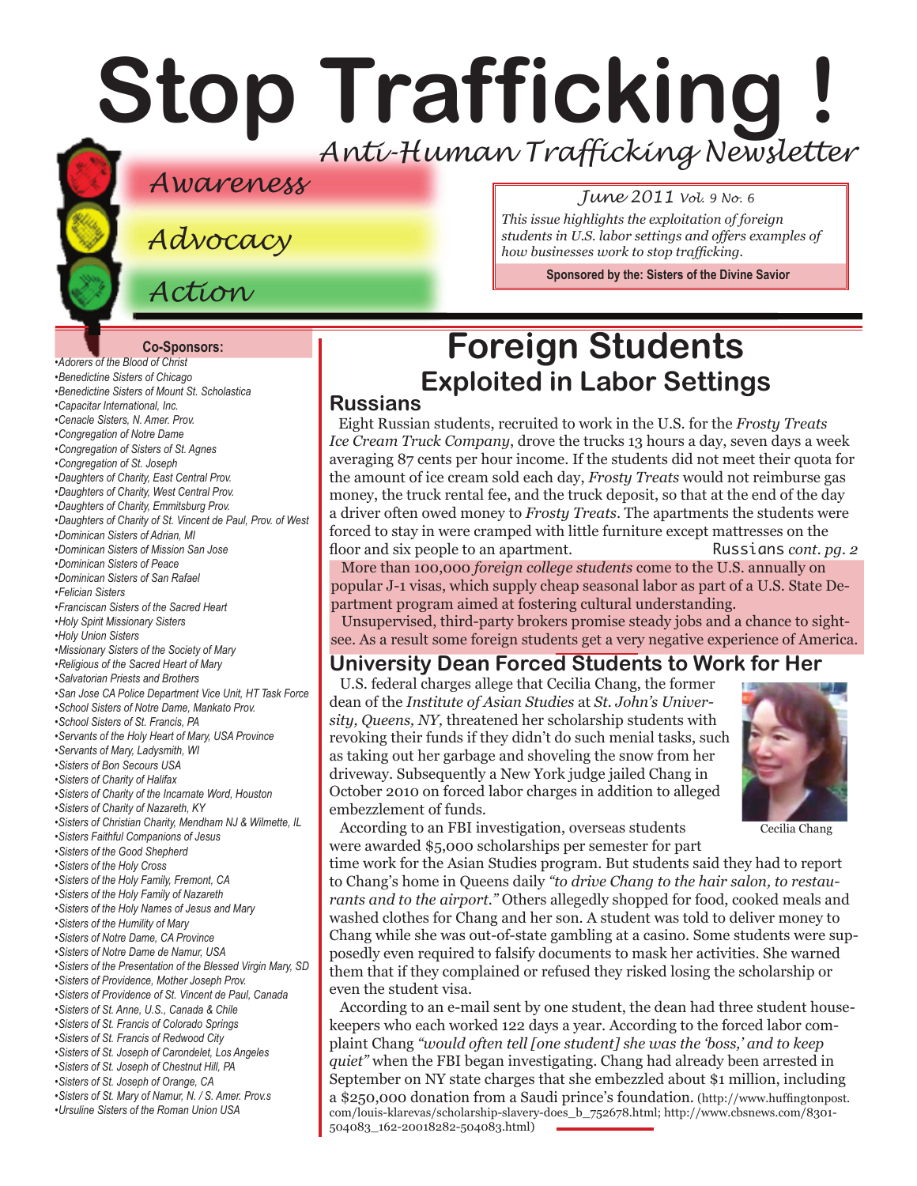# Stop Trafficking !

*Anti-Human Trafficking Newsletter*

*Awareness*

*Advocacy*

*Action*

*June 2011 Vol. 9 No. 6*

*This issue highlights the exploitation of foreign students in U.S. labor settings and offers examples of how businesses work to stop trafficking.*

**Sponsored by the: Sisters of the Divine Savior**

**Co-Sponsors:**

- *Adorers of the Blood of Christ*
- *Benedictine Sisters of Chicago*
- *Benedictine Sisters of Mount St. Scholastica*
- *Capacitar International, Inc.*
- *Cenacle Sisters, N. Amer. Prov.*
- *Congregation of Notre Dame*
- *Congregation of Sisters of St. Agnes*
- *Congregation of St. Joseph*
- *Daughters of Charity, East Central Prov.*
- *Daughters of Charity, West Central Prov.*
- *Daughters of Charity, Emmitsburg Prov.*
- *Daughters of Charity of St. Vincent de Paul, Prov. of West*
- *Dominican Sisters of Adrian, MI*
- *Dominican Sisters of Mission San Jose*
- *Dominican Sisters of Peace*
- *Dominican Sisters of San Rafael*
- *Felician Sisters*
- *Franciscan Sisters of the Sacred Heart*
- *Holy Spirit Missionary Sisters*
- *Holy Union Sisters*
- *Missionary Sisters of the Society of Mary*
- *Religious of the Sacred Heart of Mary*
- *Salvatorian Priests and Brothers*
- *San Jose CA Police Department Vice Unit, HT Task Force*
- *School Sisters of Notre Dame, Mankato Prov.*
- *School Sisters of St. Francis, PA*
- *Servants of the Holy Heart of Mary, USA Province*
- *Servants of Mary, Ladysmith, WI*
- *Sisters of Bon Secours USA*
- *Sisters of Charity of Halifax*
- *Sisters of Charity of the Incarnate Word, Houston*
- *Sisters of Charity of Nazareth, KY*
- *Sisters of Christian Charity, Mendham NJ & Wilmette, IL*
- *Sisters Faithful Companions of Jesus*
- *Sisters of the Good Shepherd*
- *Sisters of the Holy Cross*
- *Sisters of the Holy Family, Fremont, CA*
- *Sisters of the Holy Family of Nazareth*
- *Sisters of the Holy Names of Jesus and Mary*
- *Sisters of the Humility of Mary*
- *Sisters of Notre Dame, CA Province*
- *Sisters of Notre Dame de Namur, USA*
- *Sisters of the Presentation of the Blessed Virgin Mary, SD*
- *Sisters of Providence, Mother Joseph Prov.*
- *Sisters of Providence of St. Vincent de Paul, Canada*
- *Sisters of St. Anne, U.S., Canada & Chile*
- *Sisters of St. Francis of Colorado Springs*
- *Sisters of St. Francis of Redwood City*
- *Sisters of St. Joseph of Carondelet, Los Angeles*
- *Sisters of St. Joseph of Chestnut Hill, PA*
- *Sisters of St. Joseph of Orange, CA*
- *Sisters of St. Mary of Namur, N. / S. Amer. Prov.s*
- *Ursuline Sisters of the Roman Union USA*

## Foreign Students
### Exploited in Labor Settings

### Russians

Eight Russian students, recruited to work in the U.S. for the *Frosty Treats Ice Cream Truck Company*, drove the trucks 13 hours a day, seven days a week averaging 87 cents per hour income. If the students did not meet their quota for the amount of ice cream sold each day, *Frosty Treats* would not reimburse gas money, the truck rental fee, and the truck deposit, so that at the end of the day a driver often owed money to *Frosty Treats*. The apartments the students were forced to stay in were cramped with little furniture except mattresses on the floor and six people to an apartment. Russians *cont. pg. 2*

More than 100,000 *foreign college students* come to the U.S. annually on popular J-1 visas, which supply cheap seasonal labor as part of a U.S. State Department program aimed at fostering cultural understanding.

Unsupervised, third-party brokers promise steady jobs and a chance to sightsee. As a result some foreign students get a very negative experience of America.

### University Dean Forced Students to Work for Her

U.S. federal charges allege that Cecilia Chang, the former dean of the *Institute of Asian Studies* at *St. John's University, Queens, NY,* threatened her scholarship students with revoking their funds if they didn't do such menial tasks, such as taking out her garbage and shoveling the snow from her driveway. Subsequently a New York judge jailed Chang in October 2010 on forced labor charges in addition to alleged embezzlement of funds.

Cecilia Chang

According to an FBI investigation, overseas students were awarded $5,000 scholarships per semester for part time work for the Asian Studies program. But students said they had to report to Chang's home in Queens daily *"to drive Chang to the hair salon, to restaurants and to the airport."* Others allegedly shopped for food, cooked meals and washed clothes for Chang and her son. A student was told to deliver money to Chang while she was out-of-state gambling at a casino. Some students were supposedly even required to falsify documents to mask her activities. She warned them that if they complained or refused they risked losing the scholarship or even the student visa.

According to an e-mail sent by one student, the dean had three student housekeepers who each worked 122 days a year. According to the forced labor complaint Chang *"would often tell [one student] she was the 'boss,' and to keep quiet"* when the FBI began investigating. Chang had already been arrested in September on NY state charges that she embezzled about $1 million, including a $250,000 donation from a Saudi prince's foundation. (http://www.huffingtonpost.com/louis-klarevas/scholarship-slavery-does_b_752678.html; http://www.cbsnews.com/8301-504083_162-20018282-504083.html)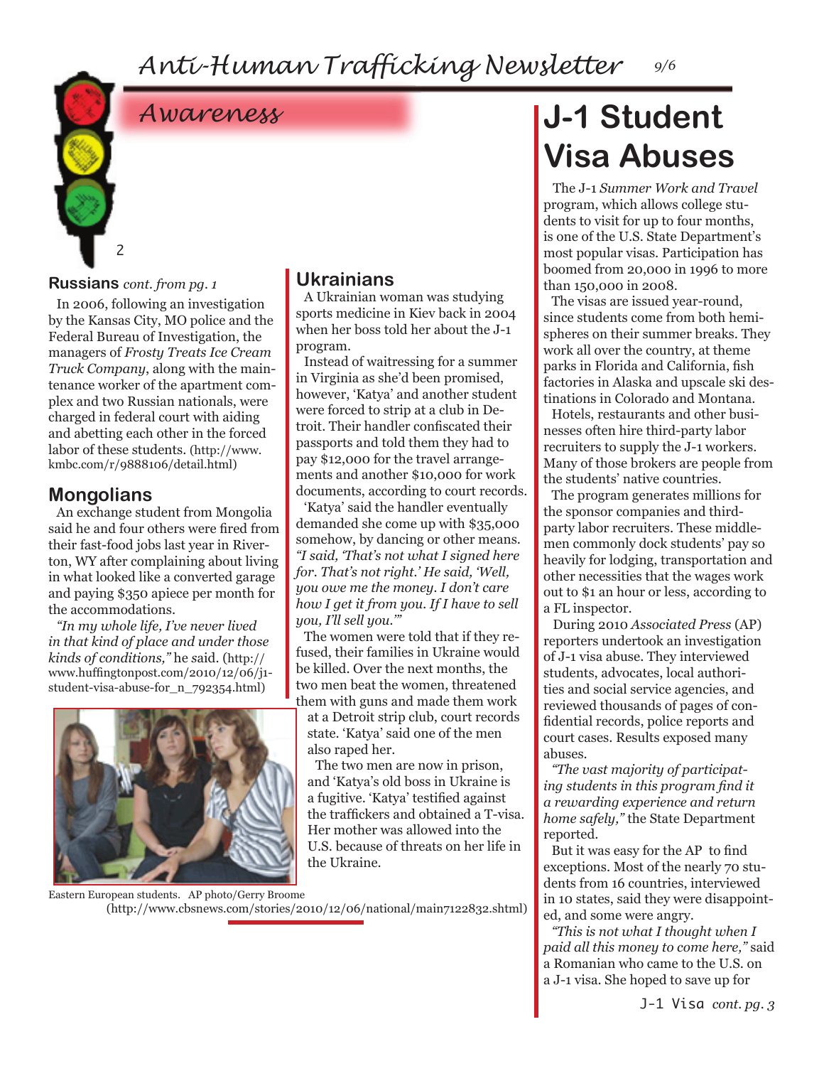## Awareness

### Russians *cont. from pg. 1*

In 2006, following an investigation by the Kansas City, MO police and the Federal Bureau of Investigation, the managers of *Frosty Treats Ice Cream Truck Company*, along with the maintenance worker of the apartment complex and two Russian nationals, were charged in federal court with aiding and abetting each other in the forced labor of these students. (http://www.kmbc.com/r/9888106/detail.html)

### Mongolians

An exchange student from Mongolia said he and four others were fired from their fast-food jobs last year in Riverton, WY after complaining about living in what looked like a converted garage and paying $350 apiece per month for the accommodations.

*"In my whole life, I've never lived in that kind of place and under those kinds of conditions,"* he said. (http://www.huffingtonpost.com/2010/12/06/j1-student-visa-abuse-for_n_792354.html)

Eastern European students. AP photo/Gerry Broome (http://www.cbsnews.com/stories/2010/12/06/national/main7122832.shtml)

### Ukrainians

A Ukrainian woman was studying sports medicine in Kiev back in 2004 when her boss told her about the J-1 program.

Instead of waitressing for a summer in Virginia as she'd been promised, however, 'Katya' and another student were forced to strip at a club in Detroit. Their handler confiscated their passports and told them they had to pay $12,000 for the travel arrangements and another $10,000 for work documents, according to court records.

'Katya' said the handler eventually demanded she come up with $35,000 somehow, by dancing or other means. *"I said, 'That's not what I signed here for. That's not right.' He said, 'Well, you owe me the money. I don't care how I get it from you. If I have to sell you, I'll sell you.'"*

The women were told that if they refused, their families in Ukraine would be killed. Over the next months, the two men beat the women, threatened them with guns and made them work at a Detroit strip club, court records state. 'Katya' said one of the men also raped her.

The two men are now in prison, and 'Katya's old boss in Ukraine is a fugitive. 'Katya' testified against the traffickers and obtained a T-visa. Her mother was allowed into the U.S. because of threats on her life in the Ukraine.

# J-1 Student Visa Abuses

The J-1 *Summer Work and Travel* program, which allows college students to visit for up to four months, is one of the U.S. State Department's most popular visas. Participation has boomed from 20,000 in 1996 to more than 150,000 in 2008.

The visas are issued year-round, since students come from both hemispheres on their summer breaks. They work all over the country, at theme parks in Florida and California, fish factories in Alaska and upscale ski destinations in Colorado and Montana.

Hotels, restaurants and other businesses often hire third-party labor recruiters to supply the J-1 workers. Many of those brokers are people from the students' native countries.

The program generates millions for the sponsor companies and third-party labor recruiters. These middlemen commonly dock students' pay so heavily for lodging, transportation and other necessities that the wages work out to $1 an hour or less, according to a FL inspector.

During 2010 *Associated Press* (AP) reporters undertook an investigation of J-1 visa abuse. They interviewed students, advocates, local authorities and social service agencies, and reviewed thousands of pages of confidential records, police reports and court cases. Results exposed many abuses.

*"The vast majority of participating students in this program find it a rewarding experience and return home safely,"* the State Department reported.

But it was easy for the AP to find exceptions. Most of the nearly 70 students from 16 countries, interviewed in 10 states, said they were disappointed, and some were angry.

*"This is not what I thought when I paid all this money to come here,"* said a Romanian who came to the U.S. on a J-1 visa. She hoped to save up for

J-1 Visa *cont. pg. 3*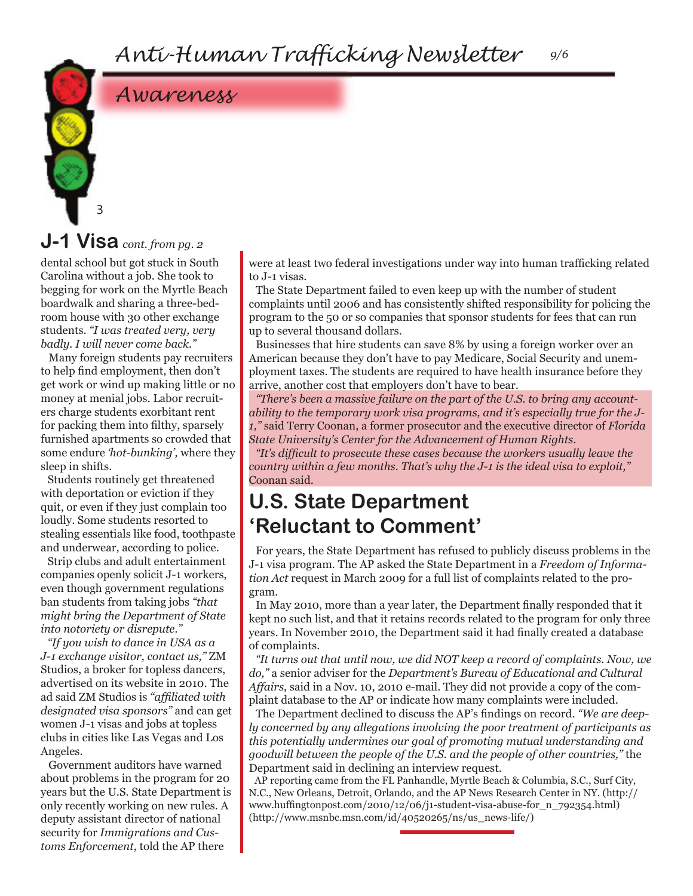## Awareness

## J-1 Visa *cont. from pg. 2*

dental school but got stuck in South Carolina without a job. She took to begging for work on the Myrtle Beach boardwalk and sharing a three-bedroom house with 30 other exchange students. *"I was treated very, very badly. I will never come back."*

Many foreign students pay recruiters to help find employment, then don't get work or wind up making little or no money at menial jobs. Labor recruiters charge students exorbitant rent for packing them into filthy, sparsely furnished apartments so crowded that some endure *'hot-bunking',* where they sleep in shifts.

Students routinely get threatened with deportation or eviction if they quit, or even if they just complain too loudly. Some students resorted to stealing essentials like food, toothpaste and underwear, according to police.

Strip clubs and adult entertainment companies openly solicit J-1 workers, even though government regulations ban students from taking jobs *"that might bring the Department of State into notoriety or disrepute."*

*"If you wish to dance in USA as a J-1 exchange visitor, contact us,"* ZM Studios, a broker for topless dancers, advertised on its website in 2010. The ad said ZM Studios is *"affiliated with designated visa sponsors"* and can get women J-1 visas and jobs at topless clubs in cities like Las Vegas and Los Angeles.

Government auditors have warned about problems in the program for 20 years but the U.S. State Department is only recently working on new rules. A deputy assistant director of national security for *Immigrations and Customs Enforcement*, told the AP there were at least two federal investigations under way into human trafficking related to J-1 visas.

The State Department failed to even keep up with the number of student complaints until 2006 and has consistently shifted responsibility for policing the program to the 50 or so companies that sponsor students for fees that can run up to several thousand dollars.

Businesses that hire students can save 8% by using a foreign worker over an American because they don't have to pay Medicare, Social Security and unemployment taxes. The students are required to have health insurance before they arrive, another cost that employers don't have to bear.

*"There's been a massive failure on the part of the U.S. to bring any accountability to the temporary work visa programs, and it's especially true for the J-1,"* said Terry Coonan, a former prosecutor and the executive director of *Florida State University's Center for the Advancement of Human Rights.*

*"It's difficult to prosecute these cases because the workers usually leave the country within a few months. That's why the J-1 is the ideal visa to exploit,"* Coonan said.

## U.S. State Department 'Reluctant to Comment'

For years, the State Department has refused to publicly discuss problems in the J-1 visa program. The AP asked the State Department in a *Freedom of Information Act* request in March 2009 for a full list of complaints related to the program.

In May 2010, more than a year later, the Department finally responded that it kept no such list, and that it retains records related to the program for only three years. In November 2010, the Department said it had finally created a database of complaints.

*"It turns out that until now, we did NOT keep a record of complaints. Now, we do,"* a senior adviser for the *Department's Bureau of Educational and Cultural Affairs,* said in a Nov. 10, 2010 e-mail. They did not provide a copy of the complaint database to the AP or indicate how many complaints were included.

The Department declined to discuss the AP's findings on record. *"We are deeply concerned by any allegations involving the poor treatment of participants as this potentially undermines our goal of promoting mutual understanding and goodwill between the people of the U.S. and the people of other countries,"* the Department said in declining an interview request.

AP reporting came from the FL Panhandle, Myrtle Beach & Columbia, S.C., Surf City, N.C., New Orleans, Detroit, Orlando, and the AP News Research Center in NY. (http://www.huffingtonpost.com/2010/12/06/j1-student-visa-abuse-for_n_792354.html) (http://www.msnbc.msn.com/id/40520265/ns/us_news-life/)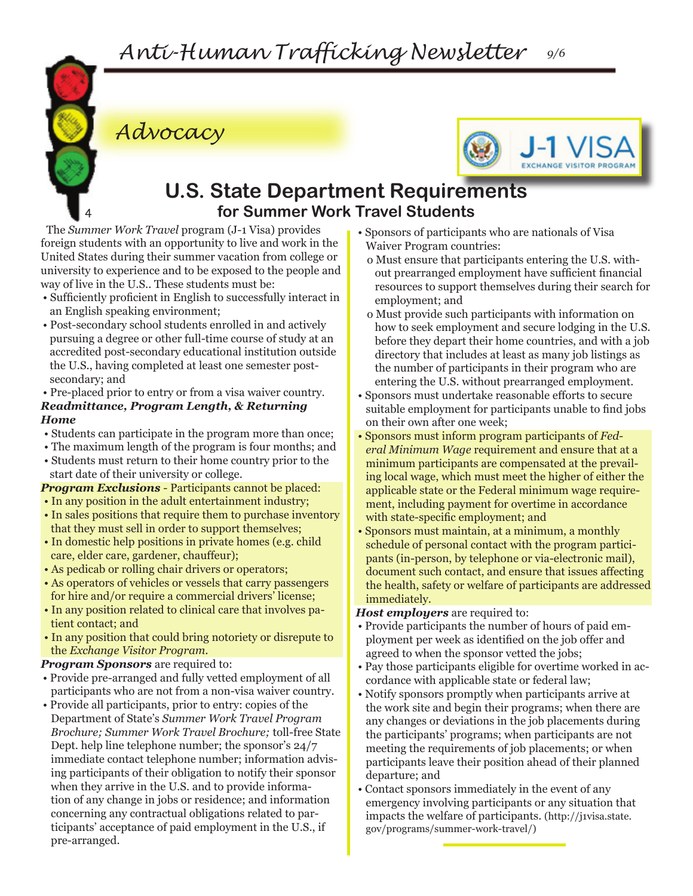## Advocacy

# U.S. State Department Requirements

## for Summer Work Travel Students

The *Summer Work Travel* program (J-1 Visa) provides foreign students with an opportunity to live and work in the United States during their summer vacation from college or university to experience and to be exposed to the people and way of live in the U.S.. These students must be:

- Sufficiently proficient in English to successfully interact in an English speaking environment;
- Post-secondary school students enrolled in and actively pursuing a degree or other full-time course of study at an accredited post-secondary educational institution outside the U.S., having completed at least one semester post-secondary; and
- Pre-placed prior to entry or from a visa waiver country.

***Readmittance, Program Length, & Returning Home***

- Students can participate in the program more than once;
- The maximum length of the program is four months; and
- Students must return to their home country prior to the start date of their university or college.

***Program Exclusions*** - Participants cannot be placed:

- In any position in the adult entertainment industry;
- In sales positions that require them to purchase inventory that they must sell in order to support themselves;
- In domestic help positions in private homes (e.g. child care, elder care, gardener, chauffeur);
- As pedicab or rolling chair drivers or operators;
- As operators of vehicles or vessels that carry passengers for hire and/or require a commercial drivers' license;
- In any position related to clinical care that involves patient contact; and
- In any position that could bring notoriety or disrepute to the *Exchange Visitor Program*.

***Program Sponsors*** are required to:

- Provide pre-arranged and fully vetted employment of all participants who are not from a non-visa waiver country.
- Provide all participants, prior to entry: copies of the Department of State's *Summer Work Travel Program Brochure; Summer Work Travel Brochure;* toll-free State Dept. help line telephone number; the sponsor's 24/7 immediate contact telephone number; information advising participants of their obligation to notify their sponsor when they arrive in the U.S. and to provide information of any change in jobs or residence; and information concerning any contractual obligations related to participants' acceptance of paid employment in the U.S., if pre-arranged.
- Sponsors of participants who are nationals of Visa Waiver Program countries:
  - o Must ensure that participants entering the U.S. without prearranged employment have sufficient financial resources to support themselves during their search for employment; and
  - o Must provide such participants with information on how to seek employment and secure lodging in the U.S. before they depart their home countries, and with a job directory that includes at least as many job listings as the number of participants in their program who are entering the U.S. without prearranged employment.
- Sponsors must undertake reasonable efforts to secure suitable employment for participants unable to find jobs on their own after one week;
- Sponsors must inform program participants of *Federal Minimum Wage* requirement and ensure that at a minimum participants are compensated at the prevailing local wage, which must meet the higher of either the applicable state or the Federal minimum wage requirement, including payment for overtime in accordance with state-specific employment; and
- Sponsors must maintain, at a minimum, a monthly schedule of personal contact with the program participants (in-person, by telephone or via-electronic mail), document such contact, and ensure that issues affecting the health, safety or welfare of participants are addressed immediately.

***Host employers*** are required to:

- Provide participants the number of hours of paid employment per week as identified on the job offer and agreed to when the sponsor vetted the jobs;
- Pay those participants eligible for overtime worked in accordance with applicable state or federal law;
- Notify sponsors promptly when participants arrive at the work site and begin their programs; when there are any changes or deviations in the job placements during the participants' programs; when participants are not meeting the requirements of job placements; or when participants leave their position ahead of their planned departure; and
- Contact sponsors immediately in the event of any emergency involving participants or any situation that impacts the welfare of participants. (http://j1visa.state.gov/programs/summer-work-travel/)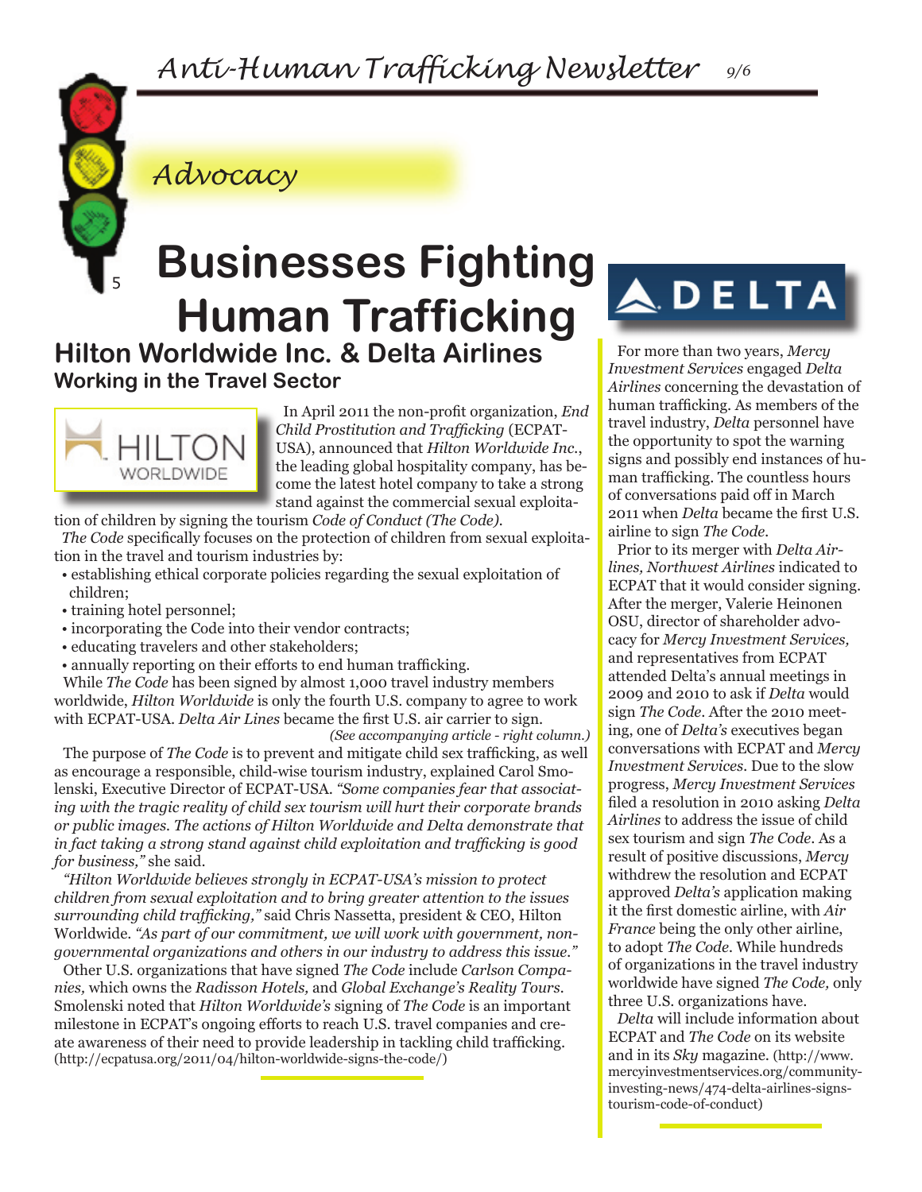## Advocacy

# Businesses Fighting Human Trafficking

## Hilton Worldwide Inc. & Delta Airlines

### Working in the Travel Sector

In April 2011 the non-profit organization, *End Child Prostitution and Trafficking* (ECPAT-USA), announced that *Hilton Worldwide Inc.*, the leading global hospitality company, has become the latest hotel company to take a strong stand against the commercial sexual exploitation of children by signing the tourism *Code of Conduct (The Code)*.

*The Code* specifically focuses on the protection of children from sexual exploitation in the travel and tourism industries by:

- establishing ethical corporate policies regarding the sexual exploitation of children;
- training hotel personnel;
- incorporating the Code into their vendor contracts;
- educating travelers and other stakeholders;
- annually reporting on their efforts to end human trafficking.

While *The Code* has been signed by almost 1,000 travel industry members worldwide, *Hilton Worldwide* is only the fourth U.S. company to agree to work with ECPAT-USA. *Delta Air Lines* became the first U.S. air carrier to sign.

*(See accompanying article - right column.)*

The purpose of *The Code* is to prevent and mitigate child sex trafficking, as well as encourage a responsible, child-wise tourism industry, explained Carol Smolenski, Executive Director of ECPAT-USA. *"Some companies fear that associating with the tragic reality of child sex tourism will hurt their corporate brands or public images. The actions of Hilton Worldwide and Delta demonstrate that in fact taking a strong stand against child exploitation and trafficking is good for business,"* she said.

*"Hilton Worldwide believes strongly in ECPAT-USA's mission to protect children from sexual exploitation and to bring greater attention to the issues surrounding child trafficking,"* said Chris Nassetta, president & CEO, Hilton Worldwide. *"As part of our commitment, we will work with government, non-governmental organizations and others in our industry to address this issue."*

Other U.S. organizations that have signed *The Code* include *Carlson Companies,* which owns the *Radisson Hotels,* and *Global Exchange's Reality Tours.* Smolenski noted that *Hilton Worldwide's* signing of *The Code* is an important milestone in ECPAT's ongoing efforts to reach U.S. travel companies and create awareness of their need to provide leadership in tackling child trafficking. (http://ecpatusa.org/2011/04/hilton-worldwide-signs-the-code/)

---

For more than two years, *Mercy Investment Services* engaged *Delta Airlines* concerning the devastation of human trafficking. As members of the travel industry, *Delta* personnel have the opportunity to spot the warning signs and possibly end instances of human trafficking. The countless hours of conversations paid off in March 2011 when *Delta* became the first U.S. airline to sign *The Code*.

Prior to its merger with *Delta Airlines, Northwest Airlines* indicated to ECPAT that it would consider signing. After the merger, Valerie Heinonen OSU, director of shareholder advocacy for *Mercy Investment Services,* and representatives from ECPAT attended Delta's annual meetings in 2009 and 2010 to ask if *Delta* would sign *The Code*. After the 2010 meeting, one of *Delta's* executives began conversations with ECPAT and *Mercy Investment Services*. Due to the slow progress, *Mercy Investment Services* filed a resolution in 2010 asking *Delta Airlines* to address the issue of child sex tourism and sign *The Code*. As a result of positive discussions, *Mercy* withdrew the resolution and ECPAT approved *Delta's* application making it the first domestic airline, with *Air France* being the only other airline, to adopt *The Code*. While hundreds of organizations in the travel industry worldwide have signed *The Code,* only three U.S. organizations have.

*Delta* will include information about ECPAT and *The Code* on its website and in its *Sky* magazine. (http://www.mercyinvestmentservices.org/community-investing-news/474-delta-airlines-signs-tourism-code-of-conduct)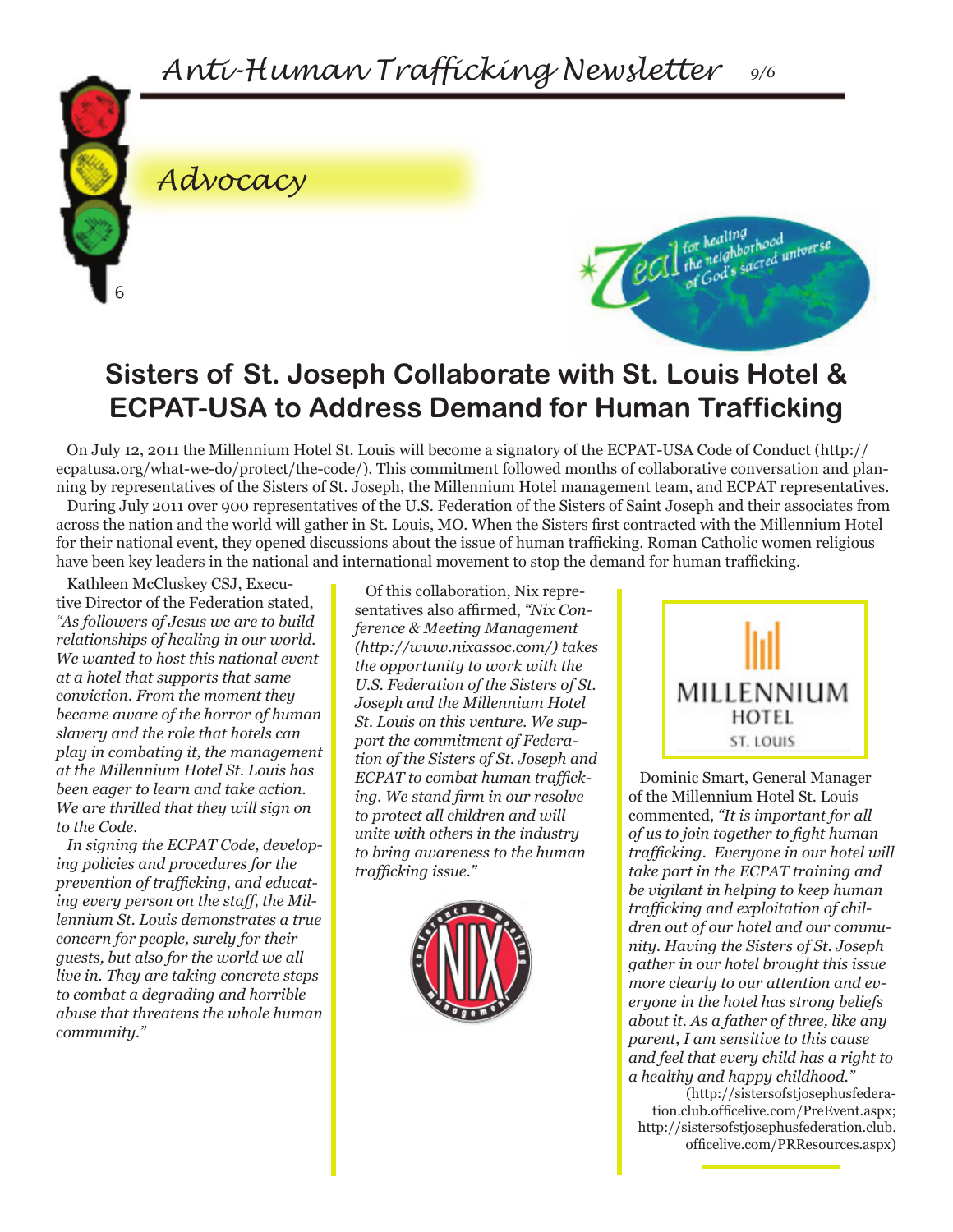## Advocacy

# Sisters of St. Joseph Collaborate with St. Louis Hotel & ECPAT-USA to Address Demand for Human Trafficking

On July 12, 2011 the Millennium Hotel St. Louis will become a signatory of the ECPAT-USA Code of Conduct (http://ecpatusa.org/what-we-do/protect/the-code/). This commitment followed months of collaborative conversation and planning by representatives of the Sisters of St. Joseph, the Millennium Hotel management team, and ECPAT representatives.

During July 2011 over 900 representatives of the U.S. Federation of the Sisters of Saint Joseph and their associates from across the nation and the world will gather in St. Louis, MO. When the Sisters first contracted with the Millennium Hotel for their national event, they opened discussions about the issue of human trafficking. Roman Catholic women religious have been key leaders in the national and international movement to stop the demand for human trafficking.

Kathleen McCluskey CSJ, Executive Director of the Federation stated, *"As followers of Jesus we are to build relationships of healing in our world. We wanted to host this national event at a hotel that supports that same conviction. From the moment they became aware of the horror of human slavery and the role that hotels can play in combating it, the management at the Millennium Hotel St. Louis has been eager to learn and take action. We are thrilled that they will sign on to the Code.*

*In signing the ECPAT Code, developing policies and procedures for the prevention of trafficking, and educating every person on the staff, the Millennium St. Louis demonstrates a true concern for people, surely for their guests, but also for the world we all live in. They are taking concrete steps to combat a degrading and horrible abuse that threatens the whole human community."*

Of this collaboration, Nix representatives also affirmed, *"Nix Conference & Meeting Management (http://www.nixassoc.com/) takes the opportunity to work with the U.S. Federation of the Sisters of St. Joseph and the Millennium Hotel St. Louis on this venture. We support the commitment of Federation of the Sisters of St. Joseph and ECPAT to combat human trafficking. We stand firm in our resolve to protect all children and will unite with others in the industry to bring awareness to the human trafficking issue."*

Dominic Smart, General Manager of the Millennium Hotel St. Louis commented, *"It is important for all of us to join together to fight human trafficking. Everyone in our hotel will take part in the ECPAT training and be vigilant in helping to keep human trafficking and exploitation of children out of our hotel and our community. Having the Sisters of St. Joseph gather in our hotel brought this issue more clearly to our attention and everyone in the hotel has strong beliefs about it. As a father of three, like any parent, I am sensitive to this cause and feel that every child has a right to a healthy and happy childhood."*

(http://sistersofstjosephusfederation.club.officelive.com/PreEvent.aspx; http://sistersofstjosephusfederation.club.officelive.com/PRResources.aspx)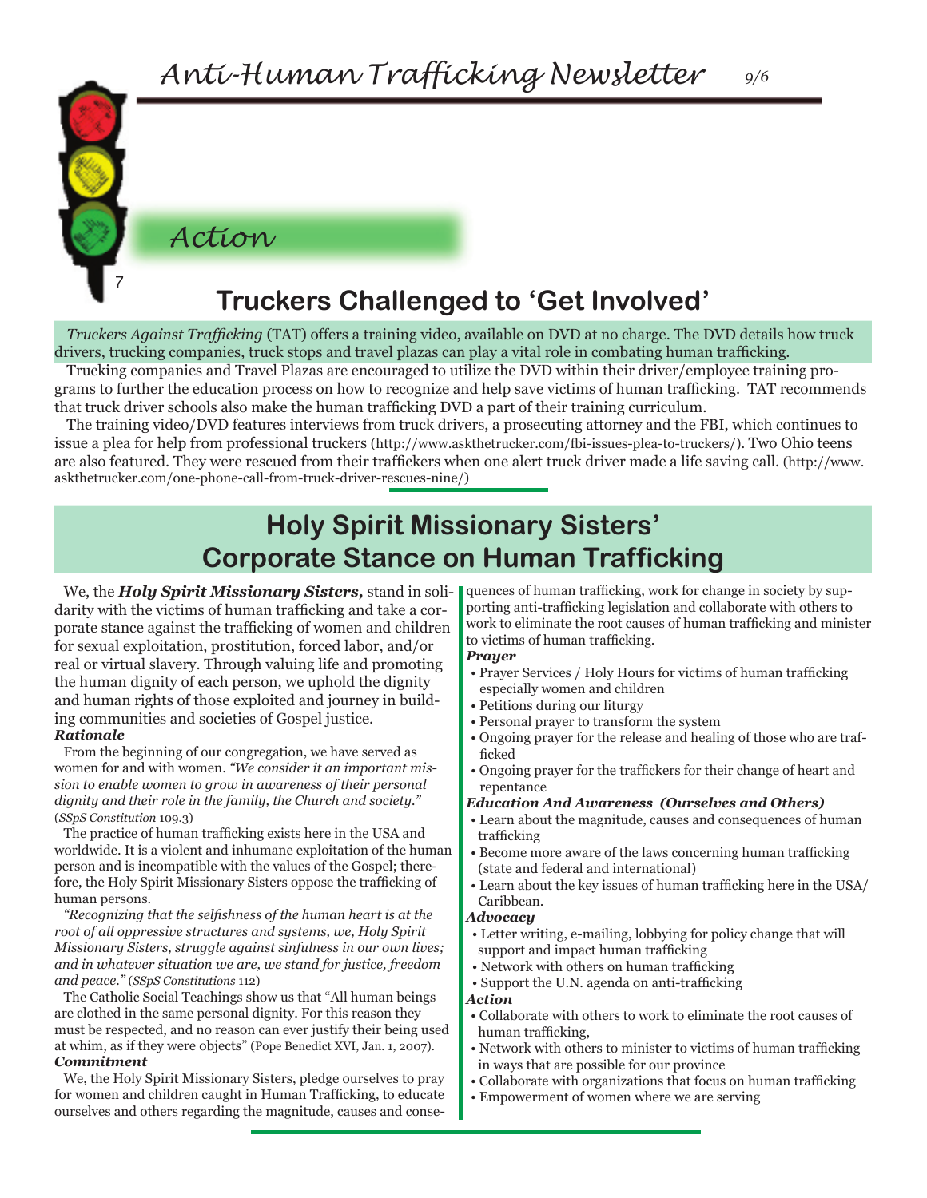## Action

# Truckers Challenged to 'Get Involved'

*Truckers Against Trafficking* (TAT) offers a training video, available on DVD at no charge. The DVD details how truck drivers, trucking companies, truck stops and travel plazas can play a vital role in combating human trafficking.

Trucking companies and Travel Plazas are encouraged to utilize the DVD within their driver/employee training programs to further the education process on how to recognize and help save victims of human trafficking. TAT recommends that truck driver schools also make the human trafficking DVD a part of their training curriculum.

The training video/DVD features interviews from truck drivers, a prosecuting attorney and the FBI, which continues to issue a plea for help from professional truckers (http://www.askthetrucker.com/fbi-issues-plea-to-truckers/). Two Ohio teens are also featured. They were rescued from their traffickers when one alert truck driver made a life saving call. (http://www.askthetrucker.com/one-phone-call-from-truck-driver-rescues-nine/)

# Holy Spirit Missionary Sisters' Corporate Stance on Human Trafficking

We, the ***Holy Spirit Missionary Sisters,*** stand in solidarity with the victims of human trafficking and take a corporate stance against the trafficking of women and children for sexual exploitation, prostitution, forced labor, and/or real or virtual slavery. Through valuing life and promoting the human dignity of each person, we uphold the dignity and human rights of those exploited and journey in building communities and societies of Gospel justice.

***Rationale***

From the beginning of our congregation, we have served as women for and with women. *"We consider it an important mission to enable women to grow in awareness of their personal dignity and their role in the family, the Church and society."* (*SSpS Constitution* 109.3)

The practice of human trafficking exists here in the USA and worldwide. It is a violent and inhumane exploitation of the human person and is incompatible with the values of the Gospel; therefore, the Holy Spirit Missionary Sisters oppose the trafficking of human persons.

*"Recognizing that the selfishness of the human heart is at the root of all oppressive structures and systems, we, Holy Spirit Missionary Sisters, struggle against sinfulness in our own lives; and in whatever situation we are, we stand for justice, freedom and peace."* (*SSpS Constitutions* 112)

The Catholic Social Teachings show us that "All human beings are clothed in the same personal dignity. For this reason they must be respected, and no reason can ever justify their being used at whim, as if they were objects" (Pope Benedict XVI, Jan. 1, 2007).

***Commitment***

We, the Holy Spirit Missionary Sisters, pledge ourselves to pray for women and children caught in Human Trafficking, to educate ourselves and others regarding the magnitude, causes and consequences of human trafficking, work for change in society by supporting anti-trafficking legislation and collaborate with others to work to eliminate the root causes of human trafficking and minister to victims of human trafficking.

***Prayer***

- Prayer Services / Holy Hours for victims of human trafficking especially women and children
- Petitions during our liturgy
- Personal prayer to transform the system
- Ongoing prayer for the release and healing of those who are trafficked
- Ongoing prayer for the traffickers for their change of heart and repentance

***Education And Awareness (Ourselves and Others)***

- Learn about the magnitude, causes and consequences of human trafficking
- Become more aware of the laws concerning human trafficking (state and federal and international)
- Learn about the key issues of human trafficking here in the USA/ Caribbean.

***Advocacy***

- Letter writing, e-mailing, lobbying for policy change that will support and impact human trafficking
- Network with others on human trafficking
- Support the U.N. agenda on anti-trafficking

***Action***

- Collaborate with others to work to eliminate the root causes of human trafficking,
- Network with others to minister to victims of human trafficking in ways that are possible for our province
- Collaborate with organizations that focus on human trafficking
- Empowerment of women where we are serving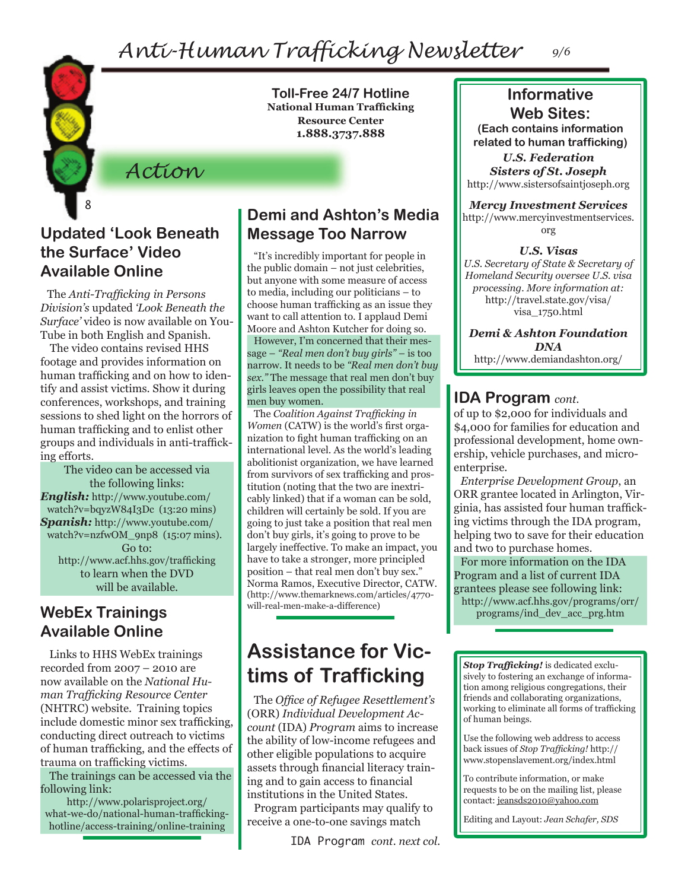# Action

**Toll-Free 24/7 Hotline**
**National Human Trafficking Resource Center**
**1.888.3737.888**

## Updated 'Look Beneath the Surface' Video Available Online

The *Anti-Trafficking in Persons Division's* updated *'Look Beneath the Surface'* video is now available on YouTube in both English and Spanish.

The video contains revised HHS footage and provides information on human trafficking and on how to identify and assist victims. Show it during conferences, workshops, and training sessions to shed light on the horrors of human trafficking and to enlist other groups and individuals in anti-trafficking efforts.

The video can be accessed via the following links:
***English:*** http://www.youtube.com/watch?v=bqyzW84I3Dc (13:20 mins)
***Spanish:*** http://www.youtube.com/watch?v=nzfwOM_9np8 (15:07 mins).
Go to: http://www.acf.hhs.gov/trafficking to learn when the DVD will be available.

## WebEx Trainings Available Online

Links to HHS WebEx trainings recorded from 2007 – 2010 are now available on the *National Human Trafficking Resource Center* (NHTRC) website. Training topics include domestic minor sex trafficking, conducting direct outreach to victims of human trafficking, and the effects of trauma on trafficking victims.

The trainings can be accessed via the following link:
http://www.polarisproject.org/what-we-do/national-human-trafficking-hotline/access-training/online-training

## Demi and Ashton's Media Message Too Narrow

"It's incredibly important for people in the public domain – not just celebrities, but anyone with some measure of access to media, including our politicians – to choose human trafficking as an issue they want to call attention to. I applaud Demi Moore and Ashton Kutcher for doing so.

However, I'm concerned that their message – *"Real men don't buy girls"* – is too narrow. It needs to be *"Real men don't buy sex."* The message that real men don't buy girls leaves open the possibility that real men buy women.

The *Coalition Against Trafficking in Women* (CATW) is the world's first organization to fight human trafficking on an international level. As the world's leading abolitionist organization, we have learned from survivors of sex trafficking and prostitution (noting that the two are inextricably linked) that if a woman can be sold, children will certainly be sold. If you are going to just take a position that real men don't buy girls, it's going to prove to be largely ineffective. To make an impact, you have to take a stronger, more principled position – that real men don't buy sex." Norma Ramos, Executive Director, CATW. (http://www.themarknews.com/articles/4770-will-real-men-make-a-difference)

## Assistance for Victims of Trafficking

The *Office of Refugee Resettlement's* (ORR) *Individual Development Account* (IDA) *Program* aims to increase the ability of low-income refugees and other eligible populations to acquire assets through financial literacy training and to gain access to financial institutions in the United States.

Program participants may qualify to receive a one-to-one savings match

IDA Program *cont. next col.*

## IDA Program *cont.*

of up to $2,000 for individuals and $4,000 for families for education and professional development, home ownership, vehicle purchases, and micro-enterprise.

*Enterprise Development Group*, an ORR grantee located in Arlington, Virginia, has assisted four human trafficking victims through the IDA program, helping two to save for their education and two to purchase homes.

For more information on the IDA Program and a list of current IDA grantees please see following link: http://www.acf.hhs.gov/programs/orr/programs/ind_dev_acc_prg.htm

## Informative Web Sites:

**(Each contains information related to human trafficking)**

***U.S. Federation Sisters of St. Joseph***
http://www.sistersofsaintjoseph.org

***Mercy Investment Services***
http://www.mercyinvestmentservices.org

***U.S. Visas***
*U.S. Secretary of State & Secretary of Homeland Security oversee U.S. visa processing. More information at:* http://travel.state.gov/visa/visa_1750.html

***Demi & Ashton Foundation DNA***
http://www.demiandashton.org/

***Stop Trafficking!*** is dedicated exclusively to fostering an exchange of information among religious congregations, their friends and collaborating organizations, working to eliminate all forms of trafficking of human beings.

Use the following web address to access back issues of *Stop Trafficking!* http://www.stopenslavement.org/index.html

To contribute information, or make requests to be on the mailing list, please contact: jeansds2010@yahoo.com

Editing and Layout: *Jean Schafer, SDS*